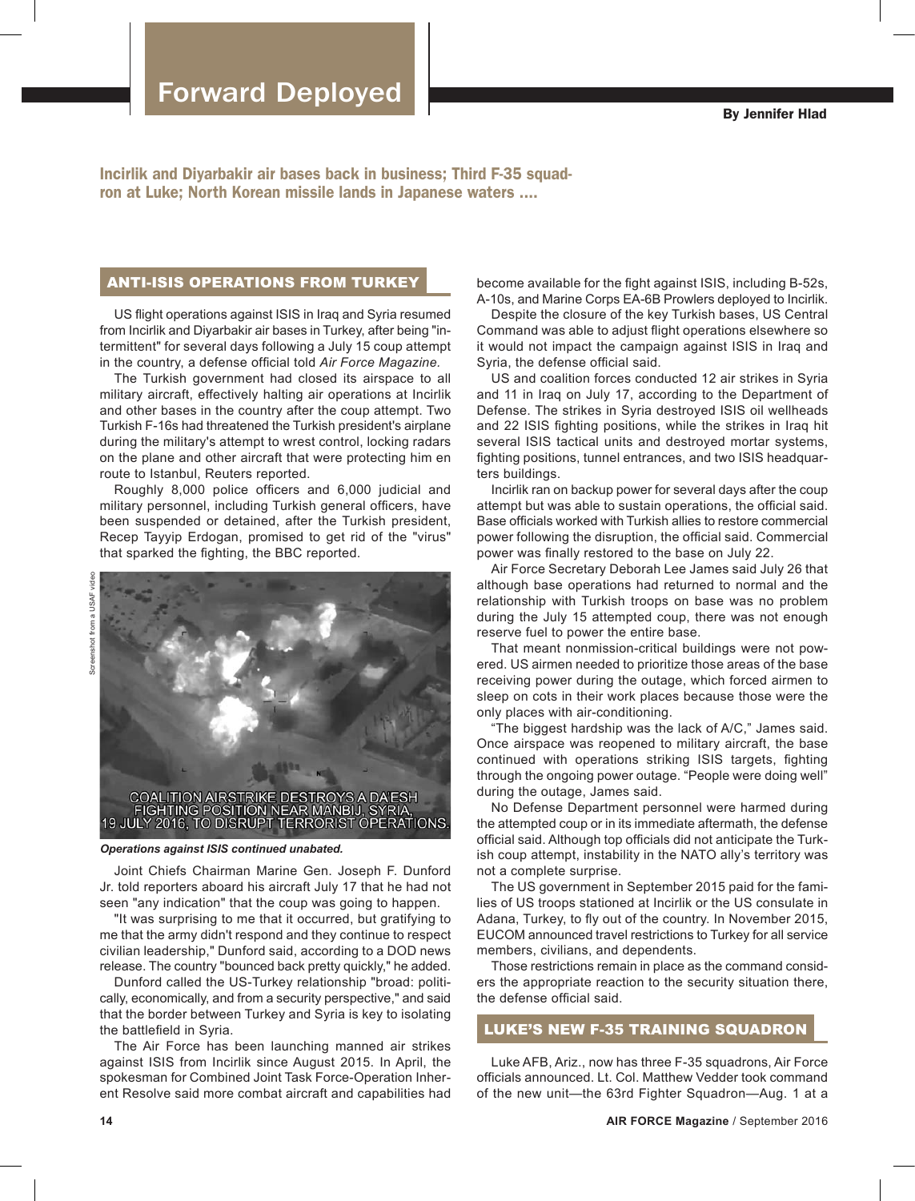# Forward Deployed

By Jennifer Hlad

**Incirlik and Diyarbakir air bases back in business; Third F-35 squadron at Luke; North Korean missile lands in Japanese waters ....**

## ANTI-ISIS OPERATIONS FROM TURKEY

US flight operations against ISIS in Iraq and Syria resumed from Incirlik and Diyarbakir air bases in Turkey, after being "intermittent" for several days following a July 15 coup attempt in the country, a defense official told *Air Force Magazine.*

The Turkish government had closed its airspace to all military aircraft, effectively halting air operations at Incirlik and other bases in the country after the coup attempt. Two Turkish F-16s had threatened the Turkish president's airplane during the military's attempt to wrest control, locking radars on the plane and other aircraft that were protecting him en route to Istanbul, Reuters reported.

Roughly 8,000 police officers and 6,000 judicial and military personnel, including Turkish general officers, have been suspended or detained, after the Turkish president, Recep Tayyip Erdogan, promised to get rid of the "virus" that sparked the fighting, the BBC reported.

Screenshot from a USAF video

COALITION AIRSTRIKE DESTROYS A DA'ESH FIGHTING POSITION NEAR MANBIJ, SYRIA, 19 JULY 2016, TO DISRUPT TERRORIST OPERATIONS.

***Operations against ISIS continued unabated.***

Joint Chiefs Chairman Marine Gen. Joseph F. Dunford Jr. told reporters aboard his aircraft July 17 that he had not seen "any indication" that the coup was going to happen.

"It was surprising to me that it occurred, but gratifying to me that the army didn't respond and they continue to respect civilian leadership," Dunford said, according to a DOD news release. The country "bounced back pretty quickly," he added.

Dunford called the US-Turkey relationship "broad: politically, economically, and from a security perspective," and said that the border between Turkey and Syria is key to isolating the battlefield in Syria.

The Air Force has been launching manned air strikes against ISIS from Incirlik since August 2015. In April, the spokesman for Combined Joint Task Force-Operation Inherent Resolve said more combat aircraft and capabilities had become available for the fight against ISIS, including B-52s, A-10s, and Marine Corps EA-6B Prowlers deployed to Incirlik.

Despite the closure of the key Turkish bases, US Central Command was able to adjust flight operations elsewhere so it would not impact the campaign against ISIS in Iraq and Syria, the defense official said.

US and coalition forces conducted 12 air strikes in Syria and 11 in Iraq on July 17, according to the Department of Defense. The strikes in Syria destroyed ISIS oil wellheads and 22 ISIS fighting positions, while the strikes in Iraq hit several ISIS tactical units and destroyed mortar systems, fighting positions, tunnel entrances, and two ISIS headquarters buildings.

Incirlik ran on backup power for several days after the coup attempt but was able to sustain operations, the official said. Base officials worked with Turkish allies to restore commercial power following the disruption, the official said. Commercial power was finally restored to the base on July 22.

Air Force Secretary Deborah Lee James said July 26 that although base operations had returned to normal and the relationship with Turkish troops on base was no problem during the July 15 attempted coup, there was not enough reserve fuel to power the entire base.

That meant nonmission-critical buildings were not powered. US airmen needed to prioritize those areas of the base receiving power during the outage, which forced airmen to sleep on cots in their work places because those were the only places with air-conditioning.

"The biggest hardship was the lack of A/C," James said. Once airspace was reopened to military aircraft, the base continued with operations striking ISIS targets, fighting through the ongoing power outage. "People were doing well" during the outage, James said.

No Defense Department personnel were harmed during the attempted coup or in its immediate aftermath, the defense official said. Although top officials did not anticipate the Turkish coup attempt, instability in the NATO ally's territory was not a complete surprise.

The US government in September 2015 paid for the families of US troops stationed at Incirlik or the US consulate in Adana, Turkey, to fly out of the country. In November 2015, EUCOM announced travel restrictions to Turkey for all service members, civilians, and dependents.

Those restrictions remain in place as the command considers the appropriate reaction to the security situation there, the defense official said.

## LUKE'S NEW F-35 TRAINING SQUADRON

Luke AFB, Ariz., now has three F-35 squadrons, Air Force officials announced. Lt. Col. Matthew Vedder took command of the new unit—the 63rd Fighter Squadron—Aug. 1 at a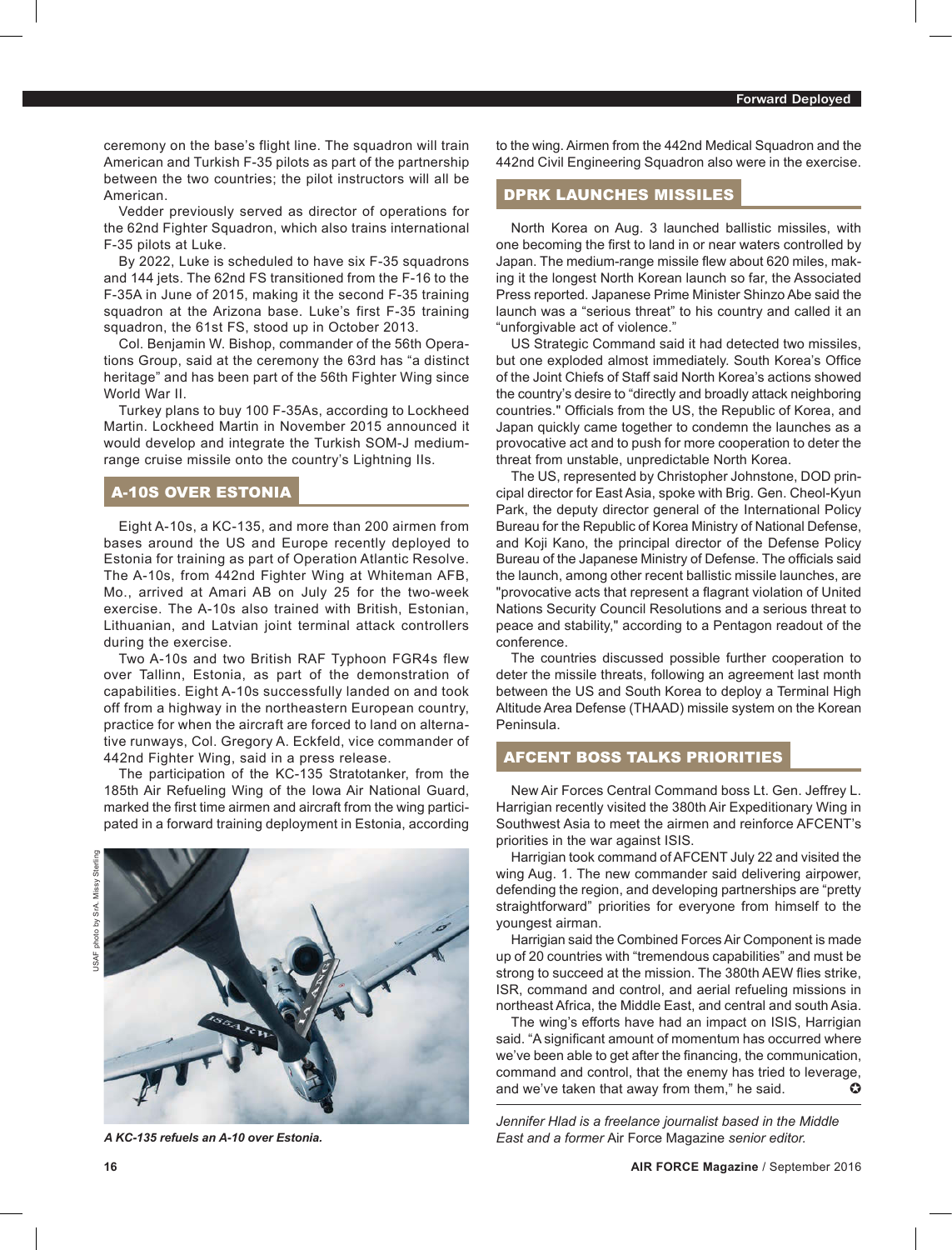ceremony on the base's flight line. The squadron will train American and Turkish F-35 pilots as part of the partnership between the two countries; the pilot instructors will all be American.

Vedder previously served as director of operations for the 62nd Fighter Squadron, which also trains international F-35 pilots at Luke.

By 2022, Luke is scheduled to have six F-35 squadrons and 144 jets. The 62nd FS transitioned from the F-16 to the F-35A in June of 2015, making it the second F-35 training squadron at the Arizona base. Luke's first F-35 training squadron, the 61st FS, stood up in October 2013.

Col. Benjamin W. Bishop, commander of the 56th Operations Group, said at the ceremony the 63rd has "a distinct heritage" and has been part of the 56th Fighter Wing since World War II.

Turkey plans to buy 100 F-35As, according to Lockheed Martin. Lockheed Martin in November 2015 announced it would develop and integrate the Turkish SOM-J medium-range cruise missile onto the country's Lightning IIs.

## A-10S OVER ESTONIA

Eight A-10s, a KC-135, and more than 200 airmen from bases around the US and Europe recently deployed to Estonia for training as part of Operation Atlantic Resolve. The A-10s, from 442nd Fighter Wing at Whiteman AFB, Mo., arrived at Amari AB on July 25 for the two-week exercise. The A-10s also trained with British, Estonian, Lithuanian, and Latvian joint terminal attack controllers during the exercise.

Two A-10s and two British RAF Typhoon FGR4s flew over Tallinn, Estonia, as part of the demonstration of capabilities. Eight A-10s successfully landed on and took off from a highway in the northeastern European country, practice for when the aircraft are forced to land on alternative runways, Col. Gregory A. Eckfeld, vice commander of 442nd Fighter Wing, said in a press release.

The participation of the KC-135 Stratotanker, from the 185th Air Refueling Wing of the Iowa Air National Guard, marked the first time airmen and aircraft from the wing participated in a forward training deployment in Estonia, according to the wing. Airmen from the 442nd Medical Squadron and the 442nd Civil Engineering Squadron also were in the exercise.

USAF photo by SrA. Missy Sterling

*A KC-135 refuels an A-10 over Estonia.*

## DPRK LAUNCHES MISSILES

North Korea on Aug. 3 launched ballistic missiles, with one becoming the first to land in or near waters controlled by Japan. The medium-range missile flew about 620 miles, making it the longest North Korean launch so far, the Associated Press reported. Japanese Prime Minister Shinzo Abe said the launch was a "serious threat" to his country and called it an "unforgivable act of violence."

US Strategic Command said it had detected two missiles, but one exploded almost immediately. South Korea's Office of the Joint Chiefs of Staff said North Korea's actions showed the country's desire to "directly and broadly attack neighboring countries." Officials from the US, the Republic of Korea, and Japan quickly came together to condemn the launches as a provocative act and to push for more cooperation to deter the threat from unstable, unpredictable North Korea.

The US, represented by Christopher Johnstone, DOD principal director for East Asia, spoke with Brig. Gen. Cheol-Kyun Park, the deputy director general of the International Policy Bureau for the Republic of Korea Ministry of National Defense, and Koji Kano, the principal director of the Defense Policy Bureau of the Japanese Ministry of Defense. The officials said the launch, among other recent ballistic missile launches, are "provocative acts that represent a flagrant violation of United Nations Security Council Resolutions and a serious threat to peace and stability," according to a Pentagon readout of the conference.

The countries discussed possible further cooperation to deter the missile threats, following an agreement last month between the US and South Korea to deploy a Terminal High Altitude Area Defense (THAAD) missile system on the Korean Peninsula.

## AFCENT BOSS TALKS PRIORITIES

New Air Forces Central Command boss Lt. Gen. Jeffrey L. Harrigian recently visited the 380th Air Expeditionary Wing in Southwest Asia to meet the airmen and reinforce AFCENT's priorities in the war against ISIS.

Harrigian took command of AFCENT July 22 and visited the wing Aug. 1. The new commander said delivering airpower, defending the region, and developing partnerships are "pretty straightforward" priorities for everyone from himself to the youngest airman.

Harrigian said the Combined Forces Air Component is made up of 20 countries with "tremendous capabilities" and must be strong to succeed at the mission. The 380th AEW flies strike, ISR, command and control, and aerial refueling missions in northeast Africa, the Middle East, and central and south Asia.

The wing's efforts have had an impact on ISIS, Harrigian said. "A significant amount of momentum has occurred where we've been able to get after the financing, the communication, command and control, that the enemy has tried to leverage, and we've taken that away from them," he said. ✪

*Jennifer Hlad is a freelance journalist based in the Middle East and a former* Air Force Magazine *senior editor.*